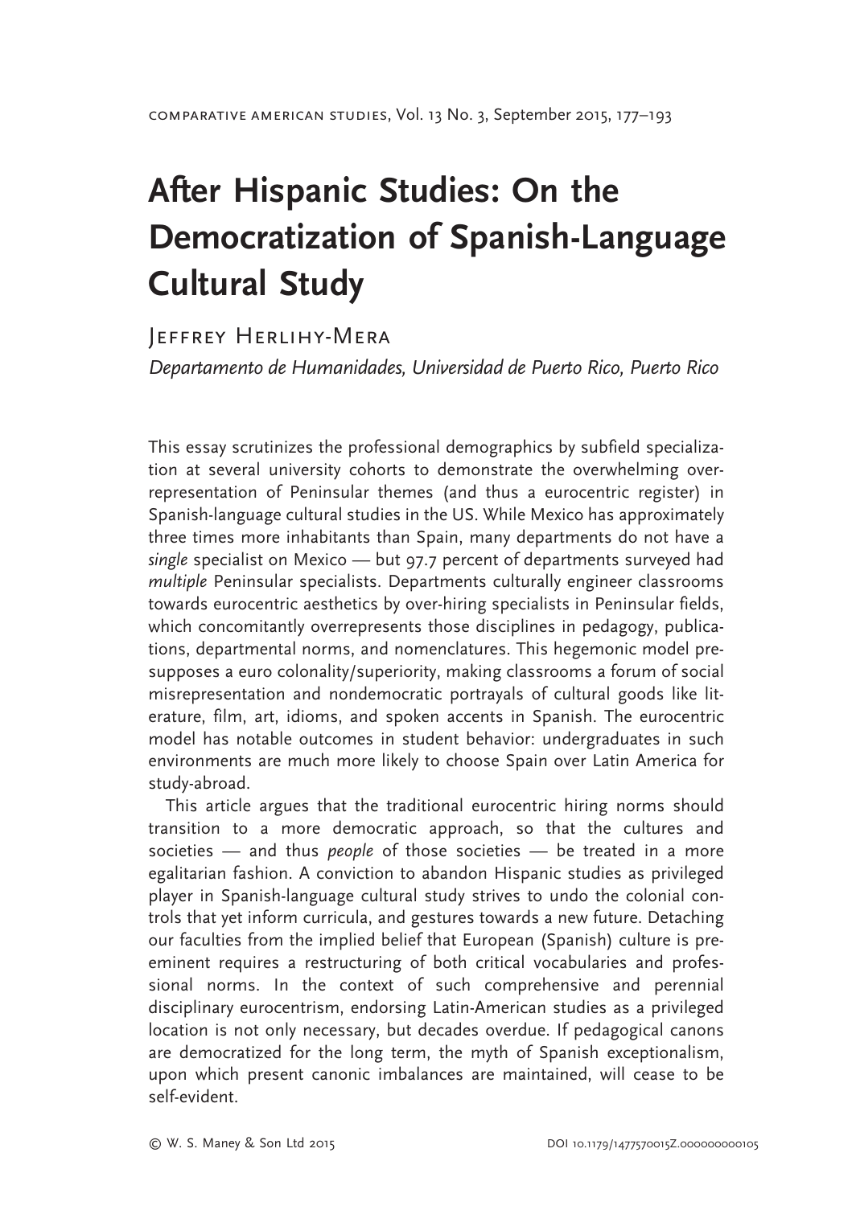# After Hispanic Studies: On the Democratization of Spanish-Language Cultural Study

Jeffrey Herlihy-Mera

*Departamento de Humanidades, Universidad de Puerto Rico, Puerto Rico*

This essay scrutinizes the professional demographics by subfield specialization at several university cohorts to demonstrate the overwhelming overrepresentation of Peninsular themes (and thus a eurocentric register) in Spanish-language cultural studies in the US. While Mexico has approximately three times more inhabitants than Spain, many departments do not have a *single* specialist on Mexico — but 97.7 percent of departments surveyed had *multiple* Peninsular specialists. Departments culturally engineer classrooms towards eurocentric aesthetics by over-hiring specialists in Peninsular fields, which concomitantly overrepresents those disciplines in pedagogy, publications, departmental norms, and nomenclatures. This hegemonic model presupposes a euro colonality/superiority, making classrooms a forum of social misrepresentation and nondemocratic portrayals of cultural goods like literature, film, art, idioms, and spoken accents in Spanish. The eurocentric model has notable outcomes in student behavior: undergraduates in such environments are much more likely to choose Spain over Latin America for study-abroad.

This article argues that the traditional eurocentric hiring norms should transition to a more democratic approach, so that the cultures and societies — and thus *people* of those societies — be treated in a more egalitarian fashion. A conviction to abandon Hispanic studies as privileged player in Spanish-language cultural study strives to undo the colonial controls that yet inform curricula, and gestures towards a new future. Detaching our faculties from the implied belief that European (Spanish) culture is preeminent requires a restructuring of both critical vocabularies and professional norms. In the context of such comprehensive and perennial disciplinary eurocentrism, endorsing Latin-American studies as a privileged location is not only necessary, but decades overdue. If pedagogical canons are democratized for the long term, the myth of Spanish exceptionalism, upon which present canonic imbalances are maintained, will cease to be self-evident.

© W. S. Maney & Son Ltd 2015 DOI 10.1179/1477570015Z.000000000105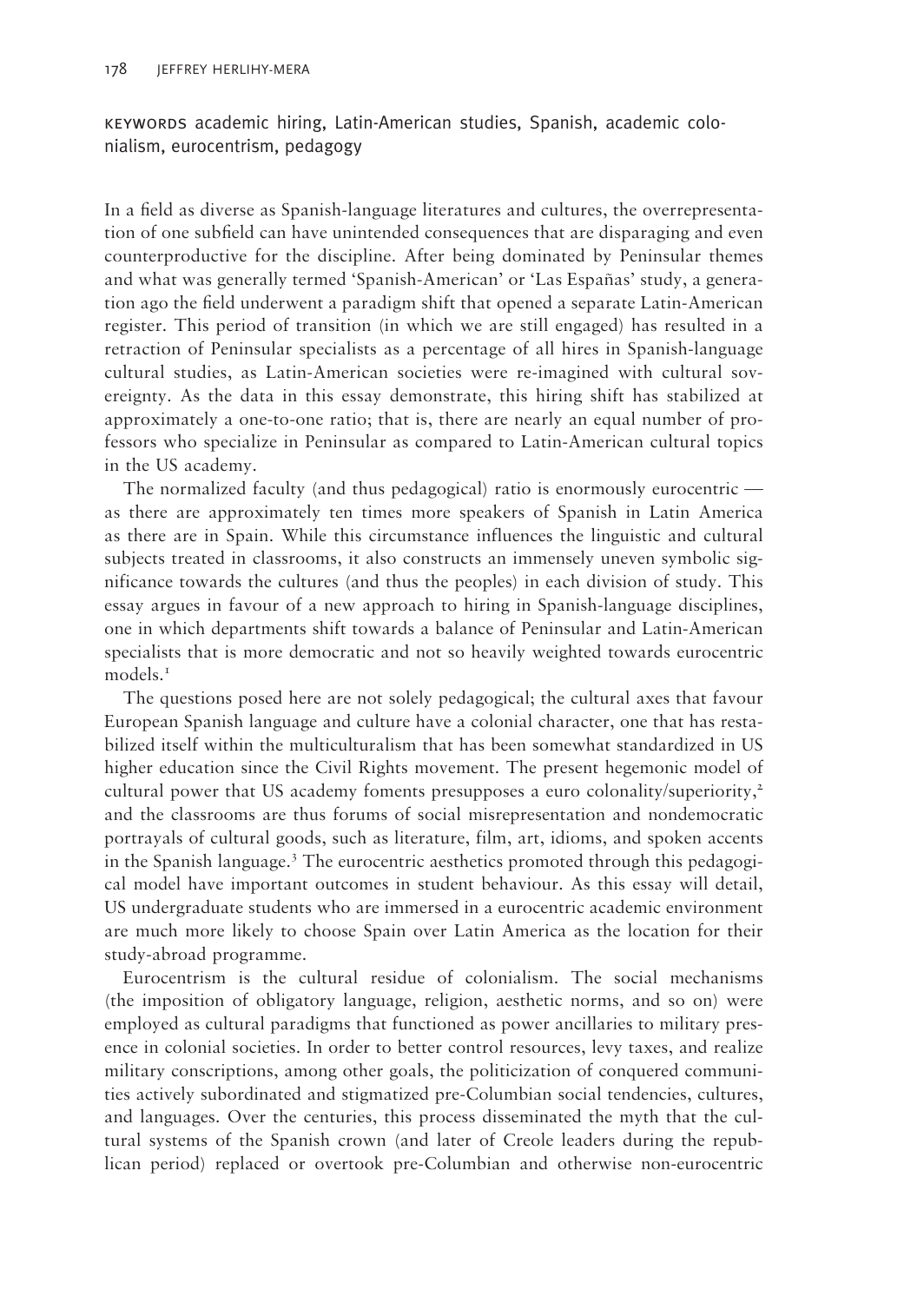KEYWORDS academic hiring, Latin-American studies, Spanish, academic colonialism, eurocentrism, pedagogy

In a field as diverse as Spanish-language literatures and cultures, the overrepresentation of one subfield can have unintended consequences that are disparaging and even counterproductive for the discipline. After being dominated by Peninsular themes and what was generally termed 'Spanish-American' or 'Las Españas' study, a generation ago the field underwent a paradigm shift that opened a separate Latin-American register. This period of transition (in which we are still engaged) has resulted in a retraction of Peninsular specialists as a percentage of all hires in Spanish-language cultural studies, as Latin-American societies were re-imagined with cultural sovereignty. As the data in this essay demonstrate, this hiring shift has stabilized at approximately a one-to-one ratio; that is, there are nearly an equal number of professors who specialize in Peninsular as compared to Latin-American cultural topics in the US academy.

The normalized faculty (and thus pedagogical) ratio is enormously eurocentric — as there are approximately ten times more speakers of Spanish in Latin America as there are in Spain. While this circumstance influences the linguistic and cultural subjects treated in classrooms, it also constructs an immensely uneven symbolic significance towards the cultures (and thus the peoples) in each division of study. This essay argues in favour of a new approach to hiring in Spanish-language disciplines, one in which departments shift towards a balance of Peninsular and Latin-American specialists that is more democratic and not so heavily weighted towards eurocentric models.[1]

The questions posed here are not solely pedagogical; the cultural axes that favour European Spanish language and culture have a colonial character, one that has restabilized itself within the multiculturalism that has been somewhat standardized in US higher education since the Civil Rights movement. The present hegemonic model of cultural power that US academy foments presupposes a euro colonality/superiority,[2] and the classrooms are thus forums of social misrepresentation and nondemocratic portrayals of cultural goods, such as literature, film, art, idioms, and spoken accents in the Spanish language.[3] The eurocentric aesthetics promoted through this pedagogical model have important outcomes in student behaviour. As this essay will detail, US undergraduate students who are immersed in a eurocentric academic environment are much more likely to choose Spain over Latin America as the location for their study-abroad programme.

Eurocentrism is the cultural residue of colonialism. The social mechanisms (the imposition of obligatory language, religion, aesthetic norms, and so on) were employed as cultural paradigms that functioned as power ancillaries to military presence in colonial societies. In order to better control resources, levy taxes, and realize military conscriptions, among other goals, the politicization of conquered communities actively subordinated and stigmatized pre-Columbian social tendencies, cultures, and languages. Over the centuries, this process disseminated the myth that the cultural systems of the Spanish crown (and later of Creole leaders during the republican period) replaced or overtook pre-Columbian and otherwise non-eurocentric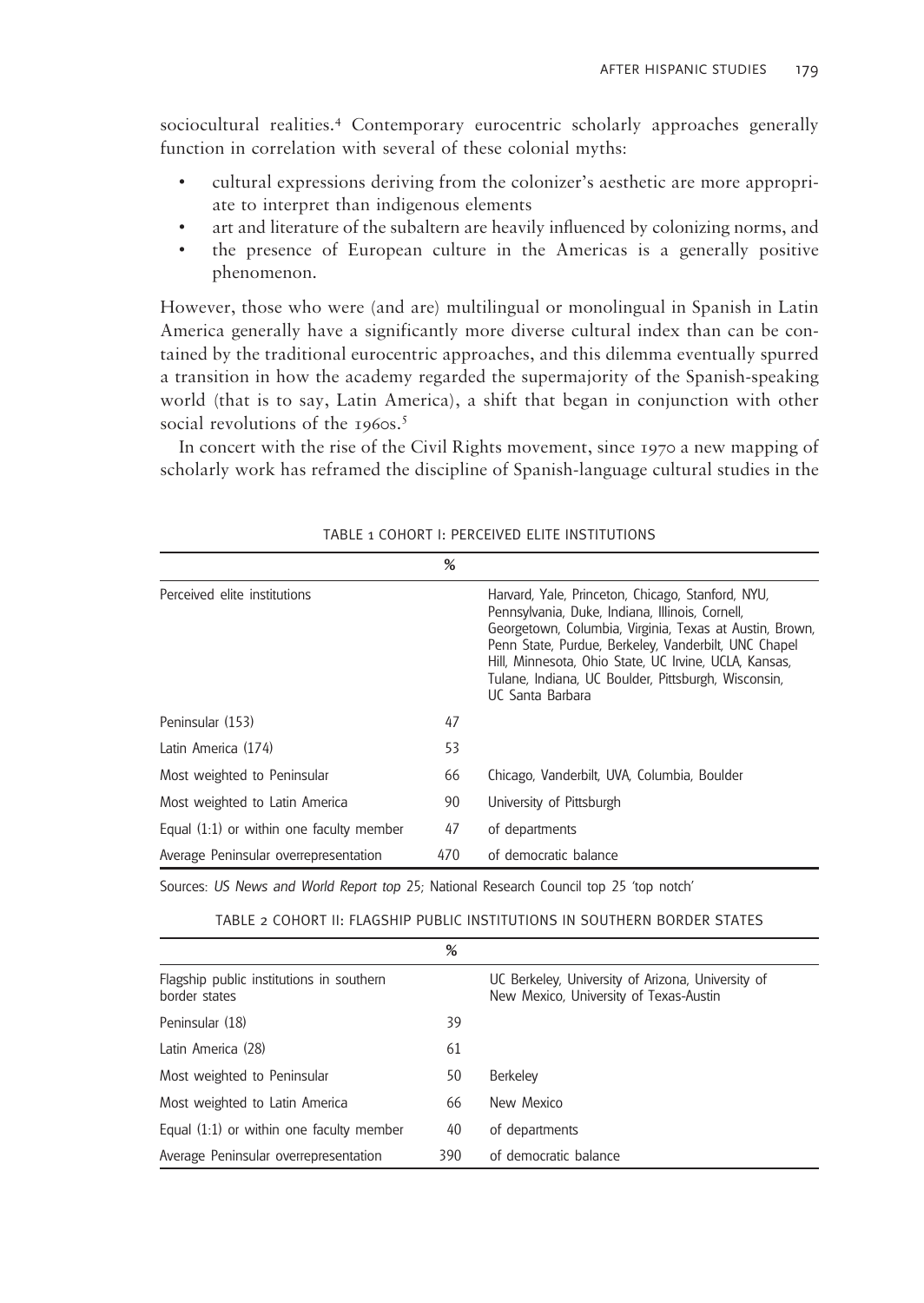sociocultural realities.[4] Contemporary eurocentric scholarly approaches generally function in correlation with several of these colonial myths:

- cultural expressions deriving from the colonizer's aesthetic are more appropriate to interpret than indigenous elements
- art and literature of the subaltern are heavily influenced by colonizing norms, and
- the presence of European culture in the Americas is a generally positive phenomenon.

However, those who were (and are) multilingual or monolingual in Spanish in Latin America generally have a significantly more diverse cultural index than can be contained by the traditional eurocentric approaches, and this dilemma eventually spurred a transition in how the academy regarded the supermajority of the Spanish-speaking world (that is to say, Latin America), a shift that began in conjunction with other social revolutions of the 1960s.[5]

In concert with the rise of the Civil Rights movement, since 1970 a new mapping of scholarly work has reframed the discipline of Spanish-language cultural studies in the

TABLE 1 COHORT I: PERCEIVED ELITE INSTITUTIONS

| | % | |
|---|---|---|
| Perceived elite institutions | | Harvard, Yale, Princeton, Chicago, Stanford, NYU, Pennsylvania, Duke, Indiana, Illinois, Cornell, Georgetown, Columbia, Virginia, Texas at Austin, Brown, Penn State, Purdue, Berkeley, Vanderbilt, UNC Chapel Hill, Minnesota, Ohio State, UC Irvine, UCLA, Kansas, Tulane, Indiana, UC Boulder, Pittsburgh, Wisconsin, UC Santa Barbara |
| Peninsular (153) | 47 | |
| Latin America (174) | 53 | |
| Most weighted to Peninsular | 66 | Chicago, Vanderbilt, UVA, Columbia, Boulder |
| Most weighted to Latin America | 90 | University of Pittsburgh |
| Equal (1:1) or within one faculty member | 47 | of departments |
| Average Peninsular overrepresentation | 470 | of democratic balance |

Sources: *US News and World Report top* 25; National Research Council top 25 'top notch'

TABLE 2 COHORT II: FLAGSHIP PUBLIC INSTITUTIONS IN SOUTHERN BORDER STATES

| | % | |
|---|---|---|
| Flagship public institutions in southern border states | | UC Berkeley, University of Arizona, University of New Mexico, University of Texas-Austin |
| Peninsular (18) | 39 | |
| Latin America (28) | 61 | |
| Most weighted to Peninsular | 50 | Berkeley |
| Most weighted to Latin America | 66 | New Mexico |
| Equal (1:1) or within one faculty member | 40 | of departments |
| Average Peninsular overrepresentation | 390 | of democratic balance |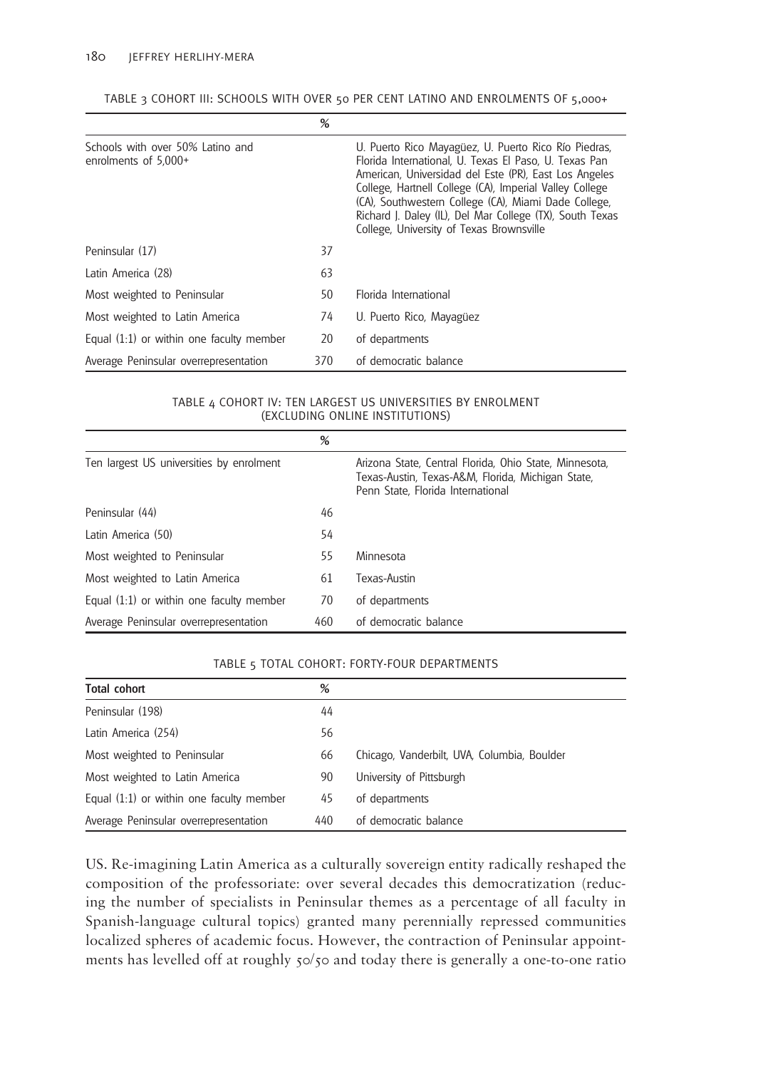TABLE 3 COHORT III: SCHOOLS WITH OVER 50 PER CENT LATINO AND ENROLMENTS OF 5,000+

| | % | |
|---|---|---|
| Schools with over 50% Latino and enrolments of 5,000+ | | U. Puerto Rico Mayagüez, U. Puerto Rico Río Piedras, Florida International, U. Texas El Paso, U. Texas Pan American, Universidad del Este (PR), East Los Angeles College, Hartnell College (CA), Imperial Valley College (CA), Southwestern College (CA), Miami Dade College, Richard J. Daley (IL), Del Mar College (TX), South Texas College, University of Texas Brownsville |
| Peninsular (17) | 37 | |
| Latin America (28) | 63 | |
| Most weighted to Peninsular | 50 | Florida International |
| Most weighted to Latin America | 74 | U. Puerto Rico, Mayagüez |
| Equal (1:1) or within one faculty member | 20 | of departments |
| Average Peninsular overrepresentation | 370 | of democratic balance |

TABLE 4 COHORT IV: TEN LARGEST US UNIVERSITIES BY ENROLMENT (EXCLUDING ONLINE INSTITUTIONS)

| | % | |
|---|---|---|
| Ten largest US universities by enrolment | | Arizona State, Central Florida, Ohio State, Minnesota, Texas-Austin, Texas-A&M, Florida, Michigan State, Penn State, Florida International |
| Peninsular (44) | 46 | |
| Latin America (50) | 54 | |
| Most weighted to Peninsular | 55 | Minnesota |
| Most weighted to Latin America | 61 | Texas-Austin |
| Equal (1:1) or within one faculty member | 70 | of departments |
| Average Peninsular overrepresentation | 460 | of democratic balance |

TABLE 5 TOTAL COHORT: FORTY-FOUR DEPARTMENTS

| Total cohort | % | |
|---|---|---|
| Peninsular (198) | 44 | |
| Latin America (254) | 56 | |
| Most weighted to Peninsular | 66 | Chicago, Vanderbilt, UVA, Columbia, Boulder |
| Most weighted to Latin America | 90 | University of Pittsburgh |
| Equal (1:1) or within one faculty member | 45 | of departments |
| Average Peninsular overrepresentation | 440 | of democratic balance |

US. Re-imagining Latin America as a culturally sovereign entity radically reshaped the composition of the professoriate: over several decades this democratization (reducing the number of specialists in Peninsular themes as a percentage of all faculty in Spanish-language cultural topics) granted many perennially repressed communities localized spheres of academic focus. However, the contraction of Peninsular appointments has levelled off at roughly 50/50 and today there is generally a one-to-one ratio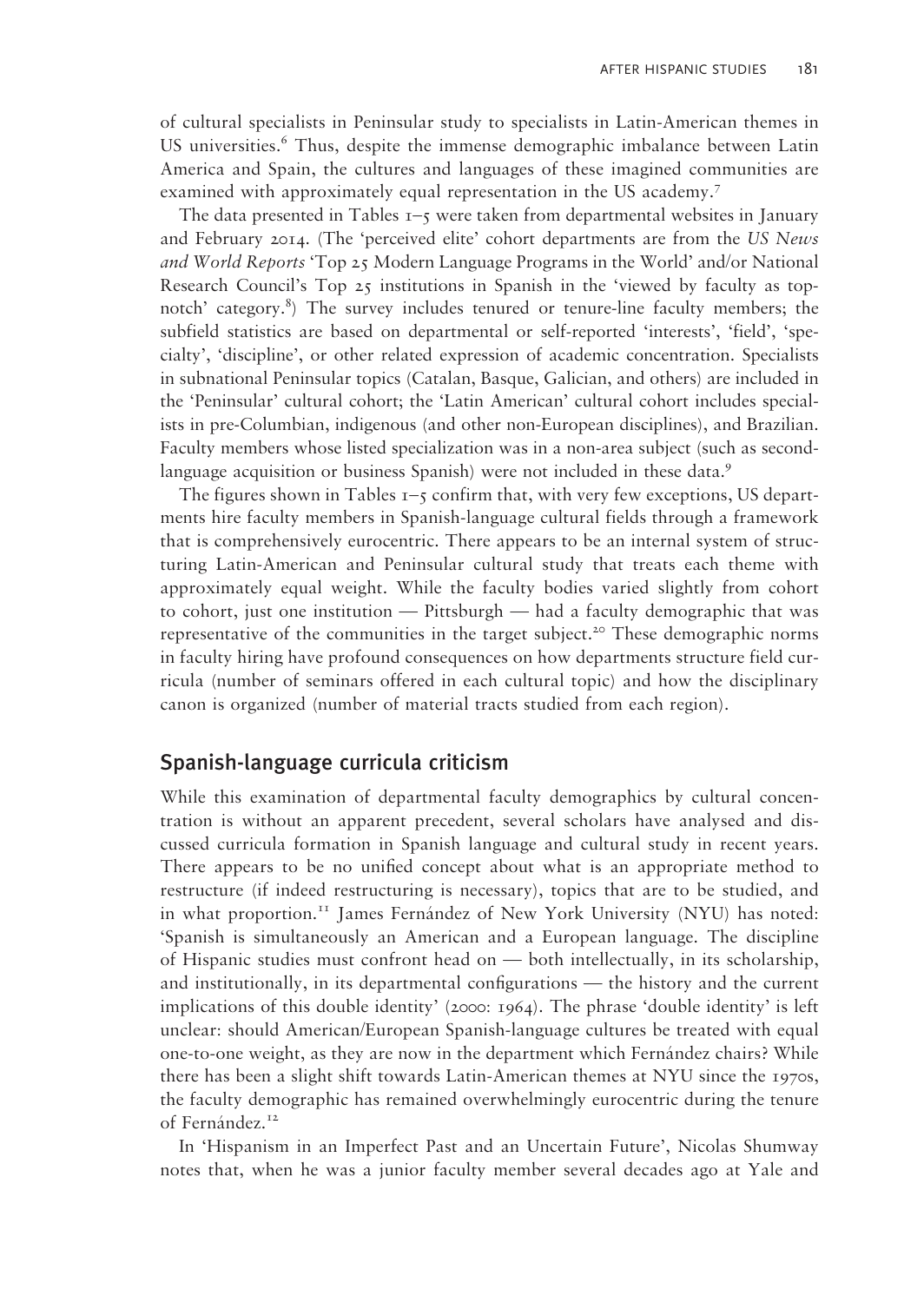of cultural specialists in Peninsular study to specialists in Latin-American themes in US universities.[6] Thus, despite the immense demographic imbalance between Latin America and Spain, the cultures and languages of these imagined communities are examined with approximately equal representation in the US academy.[7]

The data presented in Tables 1–5 were taken from departmental websites in January and February 2014. (The 'perceived elite' cohort departments are from the *US News and World Reports* 'Top 25 Modern Language Programs in the World' and/or National Research Council's Top 25 institutions in Spanish in the 'viewed by faculty as top-notch' category.[8]) The survey includes tenured or tenure-line faculty members; the subfield statistics are based on departmental or self-reported 'interests', 'field', 'specialty', 'discipline', or other related expression of academic concentration. Specialists in subnational Peninsular topics (Catalan, Basque, Galician, and others) are included in the 'Peninsular' cultural cohort; the 'Latin American' cultural cohort includes specialists in pre-Columbian, indigenous (and other non-European disciplines), and Brazilian. Faculty members whose listed specialization was in a non-area subject (such as second-language acquisition or business Spanish) were not included in these data.[9]

The figures shown in Tables 1–5 confirm that, with very few exceptions, US departments hire faculty members in Spanish-language cultural fields through a framework that is comprehensively eurocentric. There appears to be an internal system of structuring Latin-American and Peninsular cultural study that treats each theme with approximately equal weight. While the faculty bodies varied slightly from cohort to cohort, just one institution — Pittsburgh — had a faculty demographic that was representative of the communities in the target subject.[10] These demographic norms in faculty hiring have profound consequences on how departments structure field curricula (number of seminars offered in each cultural topic) and how the disciplinary canon is organized (number of material tracts studied from each region).

## Spanish-language curricula criticism

While this examination of departmental faculty demographics by cultural concentration is without an apparent precedent, several scholars have analysed and discussed curricula formation in Spanish language and cultural study in recent years. There appears to be no unified concept about what is an appropriate method to restructure (if indeed restructuring is necessary), topics that are to be studied, and in what proportion.[11] James Fernández of New York University (NYU) has noted: 'Spanish is simultaneously an American and a European language. The discipline of Hispanic studies must confront head on — both intellectually, in its scholarship, and institutionally, in its departmental configurations — the history and the current implications of this double identity' (2000: 1964). The phrase 'double identity' is left unclear: should American/European Spanish-language cultures be treated with equal one-to-one weight, as they are now in the department which Fernández chairs? While there has been a slight shift towards Latin-American themes at NYU since the 1970s, the faculty demographic has remained overwhelmingly eurocentric during the tenure of Fernández.[12]

In 'Hispanism in an Imperfect Past and an Uncertain Future', Nicolas Shumway notes that, when he was a junior faculty member several decades ago at Yale and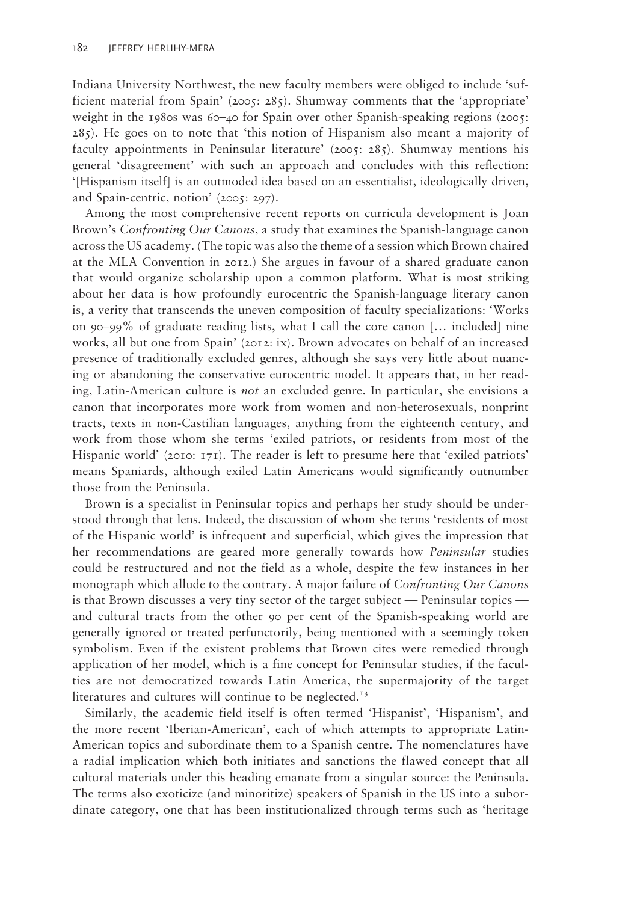Indiana University Northwest, the new faculty members were obliged to include 'sufficient material from Spain' (2005: 285). Shumway comments that the 'appropriate' weight in the 1980s was 60–40 for Spain over other Spanish-speaking regions (2005: 285). He goes on to note that 'this notion of Hispanism also meant a majority of faculty appointments in Peninsular literature' (2005: 285). Shumway mentions his general 'disagreement' with such an approach and concludes with this reflection: '[Hispanism itself] is an outmoded idea based on an essentialist, ideologically driven, and Spain-centric, notion' (2005: 297).

Among the most comprehensive recent reports on curricula development is Joan Brown's *Confronting Our Canons*, a study that examines the Spanish-language canon across the US academy. (The topic was also the theme of a session which Brown chaired at the MLA Convention in 2012.) She argues in favour of a shared graduate canon that would organize scholarship upon a common platform. What is most striking about her data is how profoundly eurocentric the Spanish-language literary canon is, a verity that transcends the uneven composition of faculty specializations: 'Works on 90–99% of graduate reading lists, what I call the core canon [... included] nine works, all but one from Spain' (2012: ix). Brown advocates on behalf of an increased presence of traditionally excluded genres, although she says very little about nuancing or abandoning the conservative eurocentric model. It appears that, in her reading, Latin-American culture is *not* an excluded genre. In particular, she envisions a canon that incorporates more work from women and non-heterosexuals, nonprint tracts, texts in non-Castilian languages, anything from the eighteenth century, and work from those whom she terms 'exiled patriots, or residents from most of the Hispanic world' (2010: 171). The reader is left to presume here that 'exiled patriots' means Spaniards, although exiled Latin Americans would significantly outnumber those from the Peninsula.

Brown is a specialist in Peninsular topics and perhaps her study should be understood through that lens. Indeed, the discussion of whom she terms 'residents of most of the Hispanic world' is infrequent and superficial, which gives the impression that her recommendations are geared more generally towards how *Peninsular* studies could be restructured and not the field as a whole, despite the few instances in her monograph which allude to the contrary. A major failure of *Confronting Our Canons* is that Brown discusses a very tiny sector of the target subject — Peninsular topics — and cultural tracts from the other 90 per cent of the Spanish-speaking world are generally ignored or treated perfunctorily, being mentioned with a seemingly token symbolism. Even if the existent problems that Brown cites were remedied through application of her model, which is a fine concept for Peninsular studies, if the faculties are not democratized towards Latin America, the supermajority of the target literatures and cultures will continue to be neglected.[13]

Similarly, the academic field itself is often termed 'Hispanist', 'Hispanism', and the more recent 'Iberian-American', each of which attempts to appropriate Latin-American topics and subordinate them to a Spanish centre. The nomenclatures have a radial implication which both initiates and sanctions the flawed concept that all cultural materials under this heading emanate from a singular source: the Peninsula. The terms also exoticize (and minoritize) speakers of Spanish in the US into a subordinate category, one that has been institutionalized through terms such as 'heritage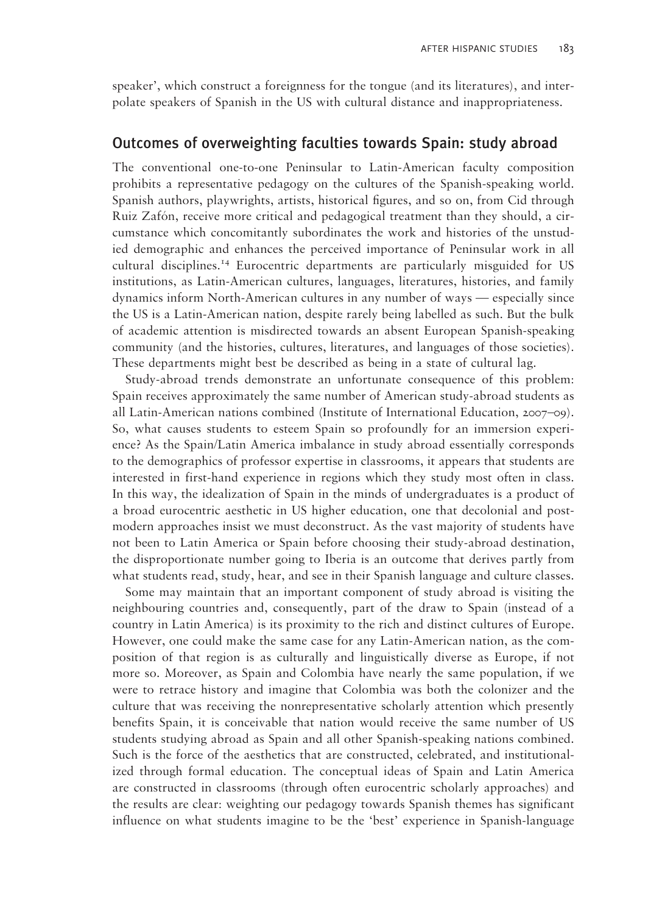speaker', which construct a foreignness for the tongue (and its literatures), and interpolate speakers of Spanish in the US with cultural distance and inappropriateness.

## Outcomes of overweighting faculties towards Spain: study abroad

The conventional one-to-one Peninsular to Latin-American faculty composition prohibits a representative pedagogy on the cultures of the Spanish-speaking world. Spanish authors, playwrights, artists, historical figures, and so on, from Cid through Ruiz Zafón, receive more critical and pedagogical treatment than they should, a circumstance which concomitantly subordinates the work and histories of the unstudied demographic and enhances the perceived importance of Peninsular work in all cultural disciplines.[14] Eurocentric departments are particularly misguided for US institutions, as Latin-American cultures, languages, literatures, histories, and family dynamics inform North-American cultures in any number of ways — especially since the US is a Latin-American nation, despite rarely being labelled as such. But the bulk of academic attention is misdirected towards an absent European Spanish-speaking community (and the histories, cultures, literatures, and languages of those societies). These departments might best be described as being in a state of cultural lag.

Study-abroad trends demonstrate an unfortunate consequence of this problem: Spain receives approximately the same number of American study-abroad students as all Latin-American nations combined (Institute of International Education, 2007–09). So, what causes students to esteem Spain so profoundly for an immersion experience? As the Spain/Latin America imbalance in study abroad essentially corresponds to the demographics of professor expertise in classrooms, it appears that students are interested in first-hand experience in regions which they study most often in class. In this way, the idealization of Spain in the minds of undergraduates is a product of a broad eurocentric aesthetic in US higher education, one that decolonial and postmodern approaches insist we must deconstruct. As the vast majority of students have not been to Latin America or Spain before choosing their study-abroad destination, the disproportionate number going to Iberia is an outcome that derives partly from what students read, study, hear, and see in their Spanish language and culture classes.

Some may maintain that an important component of study abroad is visiting the neighbouring countries and, consequently, part of the draw to Spain (instead of a country in Latin America) is its proximity to the rich and distinct cultures of Europe. However, one could make the same case for any Latin-American nation, as the composition of that region is as culturally and linguistically diverse as Europe, if not more so. Moreover, as Spain and Colombia have nearly the same population, if we were to retrace history and imagine that Colombia was both the colonizer and the culture that was receiving the nonrepresentative scholarly attention which presently benefits Spain, it is conceivable that nation would receive the same number of US students studying abroad as Spain and all other Spanish-speaking nations combined. Such is the force of the aesthetics that are constructed, celebrated, and institutionalized through formal education. The conceptual ideas of Spain and Latin America are constructed in classrooms (through often eurocentric scholarly approaches) and the results are clear: weighting our pedagogy towards Spanish themes has significant influence on what students imagine to be the 'best' experience in Spanish-language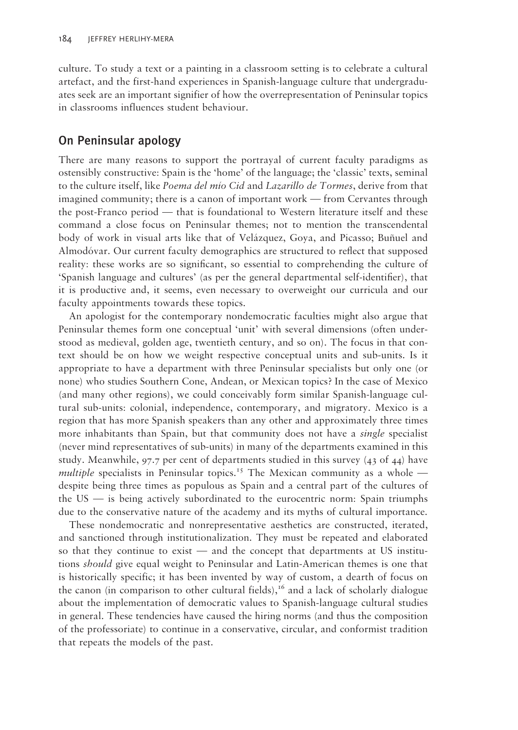culture. To study a text or a painting in a classroom setting is to celebrate a cultural artefact, and the first-hand experiences in Spanish-language culture that undergraduates seek are an important signifier of how the overrepresentation of Peninsular topics in classrooms influences student behaviour.

## On Peninsular apology

There are many reasons to support the portrayal of current faculty paradigms as ostensibly constructive: Spain is the 'home' of the language; the 'classic' texts, seminal to the culture itself, like *Poema del mío Cid* and *Lazarillo de Tormes*, derive from that imagined community; there is a canon of important work — from Cervantes through the post-Franco period — that is foundational to Western literature itself and these command a close focus on Peninsular themes; not to mention the transcendental body of work in visual arts like that of Velázquez, Goya, and Picasso; Buñuel and Almodóvar. Our current faculty demographics are structured to reflect that supposed reality: these works are so significant, so essential to comprehending the culture of 'Spanish language and cultures' (as per the general departmental self-identifier), that it is productive and, it seems, even necessary to overweight our curricula and our faculty appointments towards these topics.

An apologist for the contemporary nondemocratic faculties might also argue that Peninsular themes form one conceptual 'unit' with several dimensions (often understood as medieval, golden age, twentieth century, and so on). The focus in that context should be on how we weight respective conceptual units and sub-units. Is it appropriate to have a department with three Peninsular specialists but only one (or none) who studies Southern Cone, Andean, or Mexican topics? In the case of Mexico (and many other regions), we could conceivably form similar Spanish-language cultural sub-units: colonial, independence, contemporary, and migratory. Mexico is a region that has more Spanish speakers than any other and approximately three times more inhabitants than Spain, but that community does not have a *single* specialist (never mind representatives of sub-units) in many of the departments examined in this study. Meanwhile, 97.7 per cent of departments studied in this survey (43 of 44) have *multiple* specialists in Peninsular topics.[15] The Mexican community as a whole — despite being three times as populous as Spain and a central part of the cultures of the US — is being actively subordinated to the eurocentric norm: Spain triumphs due to the conservative nature of the academy and its myths of cultural importance.

These nondemocratic and nonrepresentative aesthetics are constructed, iterated, and sanctioned through institutionalization. They must be repeated and elaborated so that they continue to exist — and the concept that departments at US institutions *should* give equal weight to Peninsular and Latin-American themes is one that is historically specific; it has been invented by way of custom, a dearth of focus on the canon (in comparison to other cultural fields),[16] and a lack of scholarly dialogue about the implementation of democratic values to Spanish-language cultural studies in general. These tendencies have caused the hiring norms (and thus the composition of the professoriate) to continue in a conservative, circular, and conformist tradition that repeats the models of the past.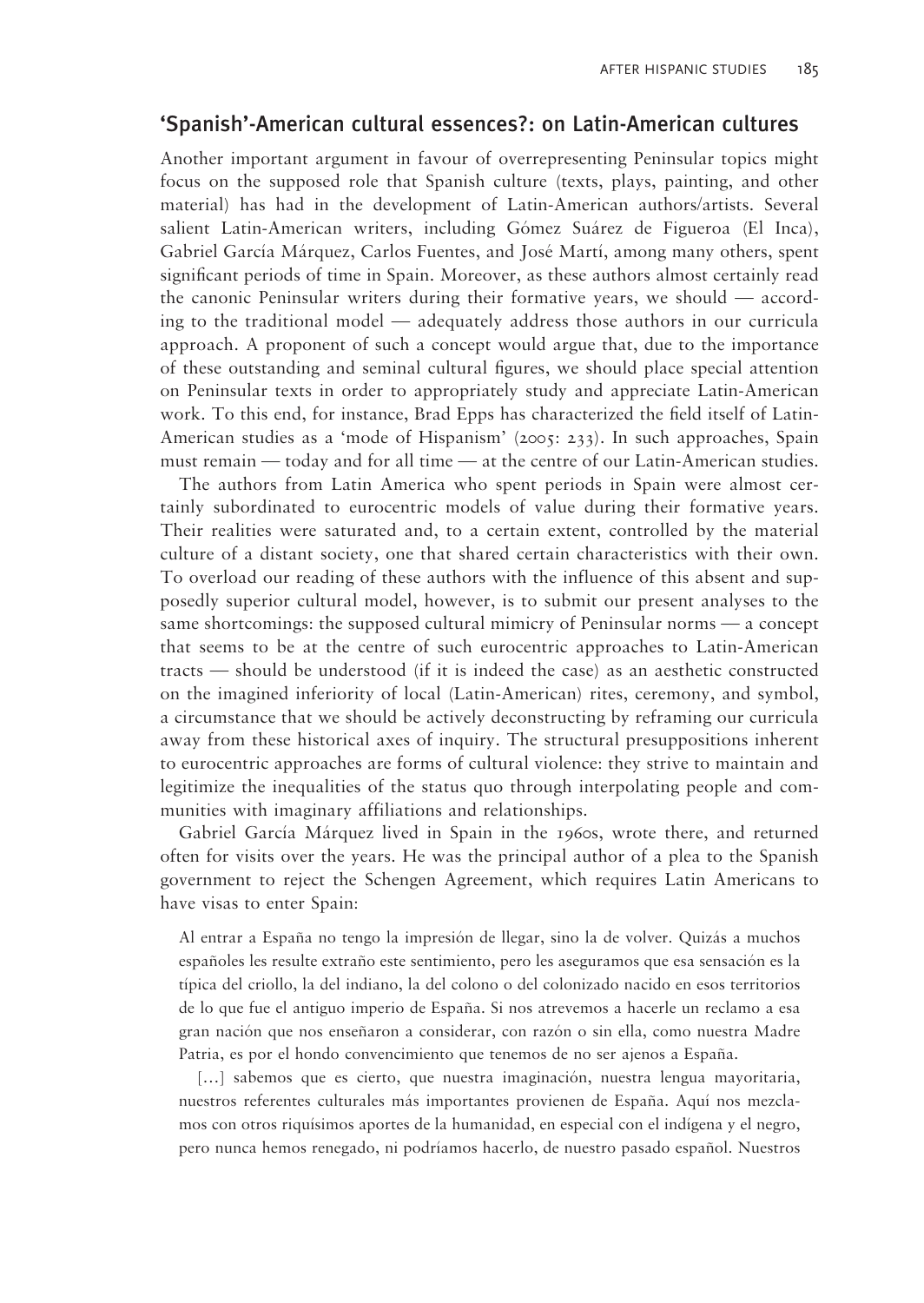## 'Spanish'-American cultural essences?: on Latin-American cultures

Another important argument in favour of overrepresenting Peninsular topics might focus on the supposed role that Spanish culture (texts, plays, painting, and other material) has had in the development of Latin-American authors/artists. Several salient Latin-American writers, including Gómez Suárez de Figueroa (El Inca), Gabriel García Márquez, Carlos Fuentes, and José Martí, among many others, spent significant periods of time in Spain. Moreover, as these authors almost certainly read the canonic Peninsular writers during their formative years, we should — according to the traditional model — adequately address those authors in our curricula approach. A proponent of such a concept would argue that, due to the importance of these outstanding and seminal cultural figures, we should place special attention on Peninsular texts in order to appropriately study and appreciate Latin-American work. To this end, for instance, Brad Epps has characterized the field itself of Latin-American studies as a 'mode of Hispanism' (2005: 233). In such approaches, Spain must remain — today and for all time — at the centre of our Latin-American studies.

The authors from Latin America who spent periods in Spain were almost certainly subordinated to eurocentric models of value during their formative years. Their realities were saturated and, to a certain extent, controlled by the material culture of a distant society, one that shared certain characteristics with their own. To overload our reading of these authors with the influence of this absent and supposedly superior cultural model, however, is to submit our present analyses to the same shortcomings: the supposed cultural mimicry of Peninsular norms — a concept that seems to be at the centre of such eurocentric approaches to Latin-American tracts — should be understood (if it is indeed the case) as an aesthetic constructed on the imagined inferiority of local (Latin-American) rites, ceremony, and symbol, a circumstance that we should be actively deconstructing by reframing our curricula away from these historical axes of inquiry. The structural presuppositions inherent to eurocentric approaches are forms of cultural violence: they strive to maintain and legitimize the inequalities of the status quo through interpolating people and communities with imaginary affiliations and relationships.

Gabriel García Márquez lived in Spain in the 1960s, wrote there, and returned often for visits over the years. He was the principal author of a plea to the Spanish government to reject the Schengen Agreement, which requires Latin Americans to have visas to enter Spain:

> Al entrar a España no tengo la impresión de llegar, sino la de volver. Quizás a muchos españoles les resulte extraño este sentimiento, pero les aseguramos que esa sensación es la típica del criollo, la del indiano, la del colono o del colonizado nacido en esos territorios de lo que fue el antiguo imperio de España. Si nos atrevemos a hacerle un reclamo a esa gran nación que nos enseñaron a considerar, con razón o sin ella, como nuestra Madre Patria, es por el hondo convencimiento que tenemos de no ser ajenos a España.
>
> […] sabemos que es cierto, que nuestra imaginación, nuestra lengua mayoritaria, nuestros referentes culturales más importantes provienen de España. Aquí nos mezclamos con otros riquísimos aportes de la humanidad, en especial con el indígena y el negro, pero nunca hemos renegado, ni podríamos hacerlo, de nuestro pasado español. Nuestros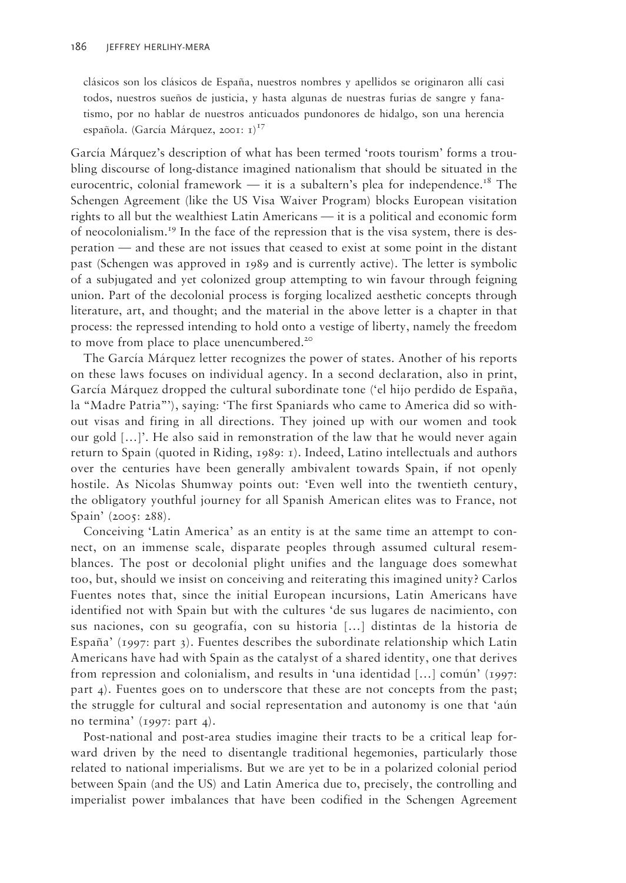clásicos son los clásicos de España, nuestros nombres y apellidos se originaron allí casi todos, nuestros sueños de justicia, y hasta algunas de nuestras furias de sangre y fanatismo, por no hablar de nuestros anticuados pundonores de hidalgo, son una herencia española. (García Márquez, 2001: 1)[17]

García Márquez's description of what has been termed 'roots tourism' forms a troubling discourse of long-distance imagined nationalism that should be situated in the eurocentric, colonial framework — it is a subaltern's plea for independence.[18] The Schengen Agreement (like the US Visa Waiver Program) blocks European visitation rights to all but the wealthiest Latin Americans — it is a political and economic form of neocolonialism.[19] In the face of the repression that is the visa system, there is desperation — and these are not issues that ceased to exist at some point in the distant past (Schengen was approved in 1989 and is currently active). The letter is symbolic of a subjugated and yet colonized group attempting to win favour through feigning union. Part of the decolonial process is forging localized aesthetic concepts through literature, art, and thought; and the material in the above letter is a chapter in that process: the repressed intending to hold onto a vestige of liberty, namely the freedom to move from place to place unencumbered.[20]

The García Márquez letter recognizes the power of states. Another of his reports on these laws focuses on individual agency. In a second declaration, also in print, García Márquez dropped the cultural subordinate tone ('el hijo perdido de España, la "Madre Patria"'), saying: 'The first Spaniards who came to America did so without visas and firing in all directions. They joined up with our women and took our gold [...]'. He also said in remonstration of the law that he would never again return to Spain (quoted in Riding, 1989: 1). Indeed, Latino intellectuals and authors over the centuries have been generally ambivalent towards Spain, if not openly hostile. As Nicolas Shumway points out: 'Even well into the twentieth century, the obligatory youthful journey for all Spanish American elites was to France, not Spain' (2005: 288).

Conceiving 'Latin America' as an entity is at the same time an attempt to connect, on an immense scale, disparate peoples through assumed cultural resemblances. The post or decolonial plight unifies and the language does somewhat too, but, should we insist on conceiving and reiterating this imagined unity? Carlos Fuentes notes that, since the initial European incursions, Latin Americans have identified not with Spain but with the cultures 'de sus lugares de nacimiento, con sus naciones, con su geografía, con su historia [...] distintas de la historia de España' (1997: part 3). Fuentes describes the subordinate relationship which Latin Americans have had with Spain as the catalyst of a shared identity, one that derives from repression and colonialism, and results in 'una identidad [...] común' (1997: part 4). Fuentes goes on to underscore that these are not concepts from the past; the struggle for cultural and social representation and autonomy is one that 'aún no termina' (1997: part 4).

Post-national and post-area studies imagine their tracts to be a critical leap forward driven by the need to disentangle traditional hegemonies, particularly those related to national imperialisms. But we are yet to be in a polarized colonial period between Spain (and the US) and Latin America due to, precisely, the controlling and imperialist power imbalances that have been codified in the Schengen Agreement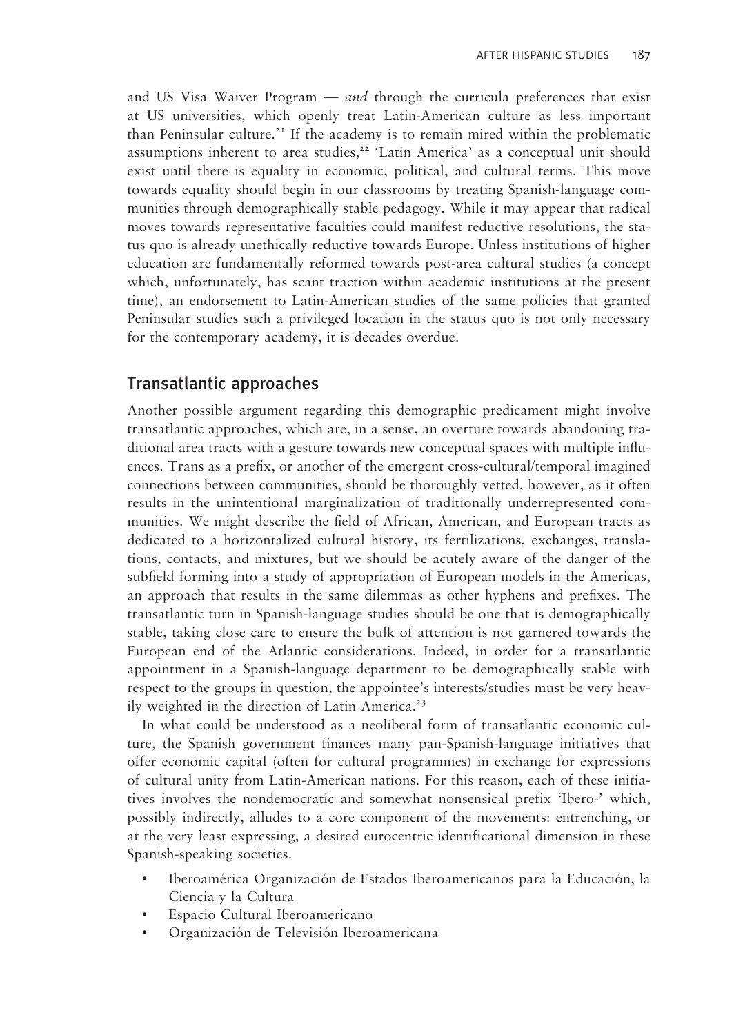and US Visa Waiver Program — *and* through the curricula preferences that exist at US universities, which openly treat Latin-American culture as less important than Peninsular culture.[21] If the academy is to remain mired within the problematic assumptions inherent to area studies,[22] 'Latin America' as a conceptual unit should exist until there is equality in economic, political, and cultural terms. This move towards equality should begin in our classrooms by treating Spanish-language communities through demographically stable pedagogy. While it may appear that radical moves towards representative faculties could manifest reductive resolutions, the status quo is already unethically reductive towards Europe. Unless institutions of higher education are fundamentally reformed towards post-area cultural studies (a concept which, unfortunately, has scant traction within academic institutions at the present time), an endorsement to Latin-American studies of the same policies that granted Peninsular studies such a privileged location in the status quo is not only necessary for the contemporary academy, it is decades overdue.

## Transatlantic approaches

Another possible argument regarding this demographic predicament might involve transatlantic approaches, which are, in a sense, an overture towards abandoning traditional area tracts with a gesture towards new conceptual spaces with multiple influences. Trans as a prefix, or another of the emergent cross-cultural/temporal imagined connections between communities, should be thoroughly vetted, however, as it often results in the unintentional marginalization of traditionally underrepresented communities. We might describe the field of African, American, and European tracts as dedicated to a horizontalized cultural history, its fertilizations, exchanges, translations, contacts, and mixtures, but we should be acutely aware of the danger of the subfield forming into a study of appropriation of European models in the Americas, an approach that results in the same dilemmas as other hyphens and prefixes. The transatlantic turn in Spanish-language studies should be one that is demographically stable, taking close care to ensure the bulk of attention is not garnered towards the European end of the Atlantic considerations. Indeed, in order for a transatlantic appointment in a Spanish-language department to be demographically stable with respect to the groups in question, the appointee's interests/studies must be very heavily weighted in the direction of Latin America.[23]

In what could be understood as a neoliberal form of transatlantic economic culture, the Spanish government finances many pan-Spanish-language initiatives that offer economic capital (often for cultural programmes) in exchange for expressions of cultural unity from Latin-American nations. For this reason, each of these initiatives involves the nondemocratic and somewhat nonsensical prefix 'Ibero-' which, possibly indirectly, alludes to a core component of the movements: entrenching, or at the very least expressing, a desired eurocentric identificational dimension in these Spanish-speaking societies.

- Iberoamérica Organización de Estados Iberoamericanos para la Educación, la Ciencia y la Cultura
- Espacio Cultural Iberoamericano
- Organización de Televisión Iberoamericana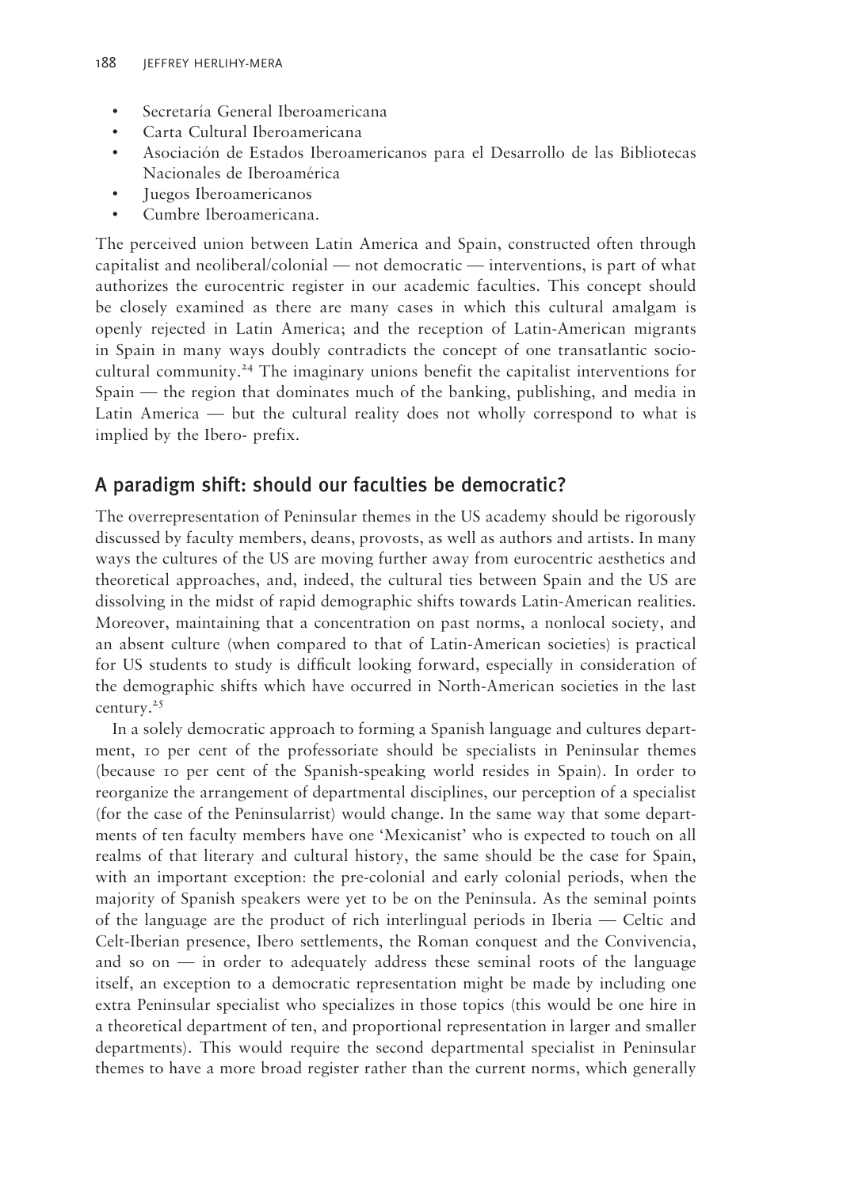- Secretaría General Iberoamericana
- Carta Cultural Iberoamericana
- Asociación de Estados Iberoamericanos para el Desarrollo de las Bibliotecas Nacionales de Iberoamérica
- Juegos Iberoamericanos
- Cumbre Iberoamericana.

The perceived union between Latin America and Spain, constructed often through capitalist and neoliberal/colonial — not democratic — interventions, is part of what authorizes the eurocentric register in our academic faculties. This concept should be closely examined as there are many cases in which this cultural amalgam is openly rejected in Latin America; and the reception of Latin-American migrants in Spain in many ways doubly contradicts the concept of one transatlantic socio-cultural community.[24] The imaginary unions benefit the capitalist interventions for Spain — the region that dominates much of the banking, publishing, and media in Latin America — but the cultural reality does not wholly correspond to what is implied by the Ibero- prefix.

## A paradigm shift: should our faculties be democratic?

The overrepresentation of Peninsular themes in the US academy should be rigorously discussed by faculty members, deans, provosts, as well as authors and artists. In many ways the cultures of the US are moving further away from eurocentric aesthetics and theoretical approaches, and, indeed, the cultural ties between Spain and the US are dissolving in the midst of rapid demographic shifts towards Latin-American realities. Moreover, maintaining that a concentration on past norms, a nonlocal society, and an absent culture (when compared to that of Latin-American societies) is practical for US students to study is difficult looking forward, especially in consideration of the demographic shifts which have occurred in North-American societies in the last century.[25]

In a solely democratic approach to forming a Spanish language and cultures department, 10 per cent of the professoriate should be specialists in Peninsular themes (because 10 per cent of the Spanish-speaking world resides in Spain). In order to reorganize the arrangement of departmental disciplines, our perception of a specialist (for the case of the Peninsularrist) would change. In the same way that some departments of ten faculty members have one 'Mexicanist' who is expected to touch on all realms of that literary and cultural history, the same should be the case for Spain, with an important exception: the pre-colonial and early colonial periods, when the majority of Spanish speakers were yet to be on the Peninsula. As the seminal points of the language are the product of rich interlingual periods in Iberia — Celtic and Celt-Iberian presence, Ibero settlements, the Roman conquest and the Convivencia, and so on — in order to adequately address these seminal roots of the language itself, an exception to a democratic representation might be made by including one extra Peninsular specialist who specializes in those topics (this would be one hire in a theoretical department of ten, and proportional representation in larger and smaller departments). This would require the second departmental specialist in Peninsular themes to have a more broad register rather than the current norms, which generally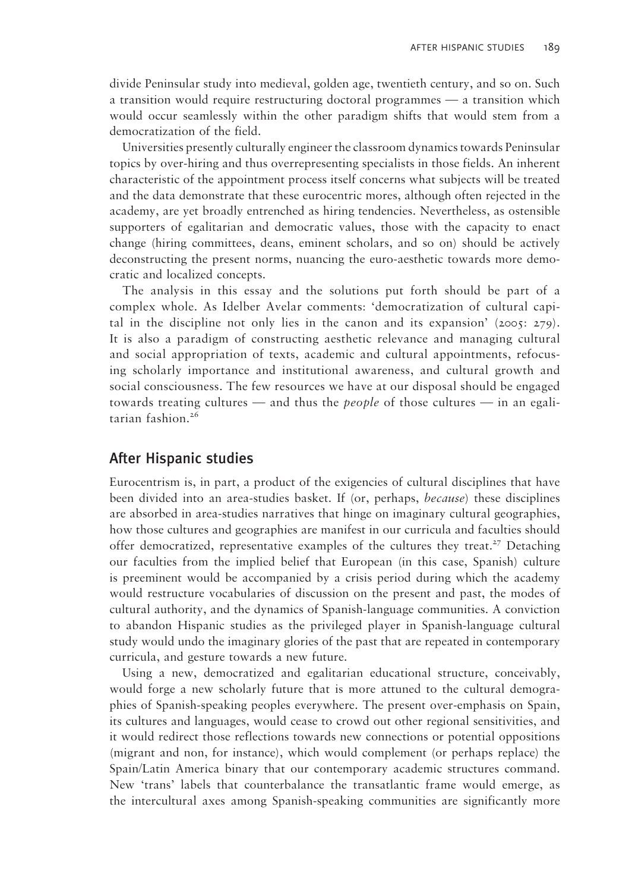divide Peninsular study into medieval, golden age, twentieth century, and so on. Such a transition would require restructuring doctoral programmes — a transition which would occur seamlessly within the other paradigm shifts that would stem from a democratization of the field.

Universities presently culturally engineer the classroom dynamics towards Peninsular topics by over-hiring and thus overrepresenting specialists in those fields. An inherent characteristic of the appointment process itself concerns what subjects will be treated and the data demonstrate that these eurocentric mores, although often rejected in the academy, are yet broadly entrenched as hiring tendencies. Nevertheless, as ostensible supporters of egalitarian and democratic values, those with the capacity to enact change (hiring committees, deans, eminent scholars, and so on) should be actively deconstructing the present norms, nuancing the euro-aesthetic towards more democratic and localized concepts.

The analysis in this essay and the solutions put forth should be part of a complex whole. As Idelber Avelar comments: 'democratization of cultural capital in the discipline not only lies in the canon and its expansion' (2005: 279). It is also a paradigm of constructing aesthetic relevance and managing cultural and social appropriation of texts, academic and cultural appointments, refocusing scholarly importance and institutional awareness, and cultural growth and social consciousness. The few resources we have at our disposal should be engaged towards treating cultures — and thus the *people* of those cultures — in an egalitarian fashion.[26]

## After Hispanic studies

Eurocentrism is, in part, a product of the exigencies of cultural disciplines that have been divided into an area-studies basket. If (or, perhaps, *because*) these disciplines are absorbed in area-studies narratives that hinge on imaginary cultural geographies, how those cultures and geographies are manifest in our curricula and faculties should offer democratized, representative examples of the cultures they treat.[27] Detaching our faculties from the implied belief that European (in this case, Spanish) culture is preeminent would be accompanied by a crisis period during which the academy would restructure vocabularies of discussion on the present and past, the modes of cultural authority, and the dynamics of Spanish-language communities. A conviction to abandon Hispanic studies as the privileged player in Spanish-language cultural study would undo the imaginary glories of the past that are repeated in contemporary curricula, and gesture towards a new future.

Using a new, democratized and egalitarian educational structure, conceivably, would forge a new scholarly future that is more attuned to the cultural demographies of Spanish-speaking peoples everywhere. The present over-emphasis on Spain, its cultures and languages, would cease to crowd out other regional sensitivities, and it would redirect those reflections towards new connections or potential oppositions (migrant and non, for instance), which would complement (or perhaps replace) the Spain/Latin America binary that our contemporary academic structures command. New 'trans' labels that counterbalance the transatlantic frame would emerge, as the intercultural axes among Spanish-speaking communities are significantly more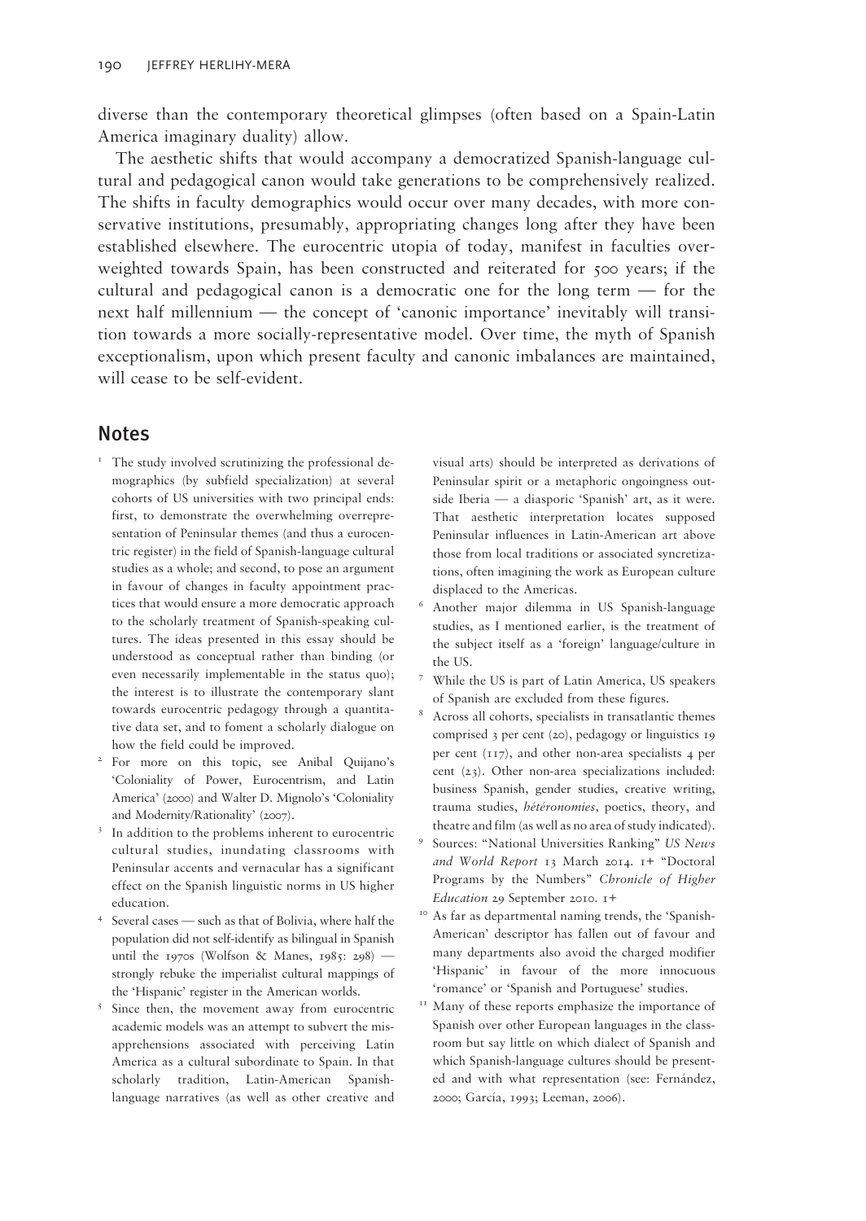diverse than the contemporary theoretical glimpses (often based on a Spain-Latin America imaginary duality) allow.

The aesthetic shifts that would accompany a democratized Spanish-language cultural and pedagogical canon would take generations to be comprehensively realized. The shifts in faculty demographics would occur over many decades, with more conservative institutions, presumably, appropriating changes long after they have been established elsewhere. The eurocentric utopia of today, manifest in faculties overweighted towards Spain, has been constructed and reiterated for 500 years; if the cultural and pedagogical canon is a democratic one for the long term — for the next half millennium — the concept of 'canonic importance' inevitably will transition towards a more socially-representative model. Over time, the myth of Spanish exceptionalism, upon which present faculty and canonic imbalances are maintained, will cease to be self-evident.

## Notes

1. The study involved scrutinizing the professional demographics (by subfield specialization) at several cohorts of US universities with two principal ends: first, to demonstrate the overwhelming overrepresentation of Peninsular themes (and thus a eurocentric register) in the field of Spanish-language cultural studies as a whole; and second, to pose an argument in favour of changes in faculty appointment practices that would ensure a more democratic approach to the scholarly treatment of Spanish-speaking cultures. The ideas presented in this essay should be understood as conceptual rather than binding (or even necessarily implementable in the status quo); the interest is to illustrate the contemporary slant towards eurocentric pedagogy through a quantitative data set, and to foment a scholarly dialogue on how the field could be improved.
2. For more on this topic, see Anibal Quijano's 'Coloniality of Power, Eurocentrism, and Latin America' (2000) and Walter D. Mignolo's 'Coloniality and Modernity/Rationality' (2007).
3. In addition to the problems inherent to eurocentric cultural studies, inundating classrooms with Peninsular accents and vernacular has a significant effect on the Spanish linguistic norms in US higher education.
4. Several cases — such as that of Bolivia, where half the population did not self-identify as bilingual in Spanish until the 1970s (Wolfson & Manes, 1985: 298) — strongly rebuke the imperialist cultural mappings of the 'Hispanic' register in the American worlds.
5. Since then, the movement away from eurocentric academic models was an attempt to subvert the misapprehensions associated with perceiving Latin America as a cultural subordinate to Spain. In that scholarly tradition, Latin-American Spanish-language narratives (as well as other creative and visual arts) should be interpreted as derivations of Peninsular spirit or a metaphoric ongoingness outside Iberia — a diasporic 'Spanish' art, as it were. That aesthetic interpretation locates supposed Peninsular influences in Latin-American art above those from local traditions or associated syncretizations, often imagining the work as European culture displaced to the Americas.
6. Another major dilemma in US Spanish-language studies, as I mentioned earlier, is the treatment of the subject itself as a 'foreign' language/culture in the US.
7. While the US is part of Latin America, US speakers of Spanish are excluded from these figures.
8. Across all cohorts, specialists in transatlantic themes comprised 3 per cent (20), pedagogy or linguistics 19 per cent (117), and other non-area specialists 4 per cent (23). Other non-area specializations included: business Spanish, gender studies, creative writing, trauma studies, *hétéronomies*, poetics, theory, and theatre and film (as well as no area of study indicated).
9. Sources: "National Universities Ranking" *US News and World Report* 13 March 2014. 1+ "Doctoral Programs by the Numbers" *Chronicle of Higher Education* 29 September 2010. 1+
10. As far as departmental naming trends, the 'Spanish-American' descriptor has fallen out of favour and many departments also avoid the charged modifier 'Hispanic' in favour of the more innocuous 'romance' or 'Spanish and Portuguese' studies.
11. Many of these reports emphasize the importance of Spanish over other European languages in the classroom but say little on which dialect of Spanish and which Spanish-language cultures should be presented and with what representation (see: Fernández, 2000; García, 1993; Leeman, 2006).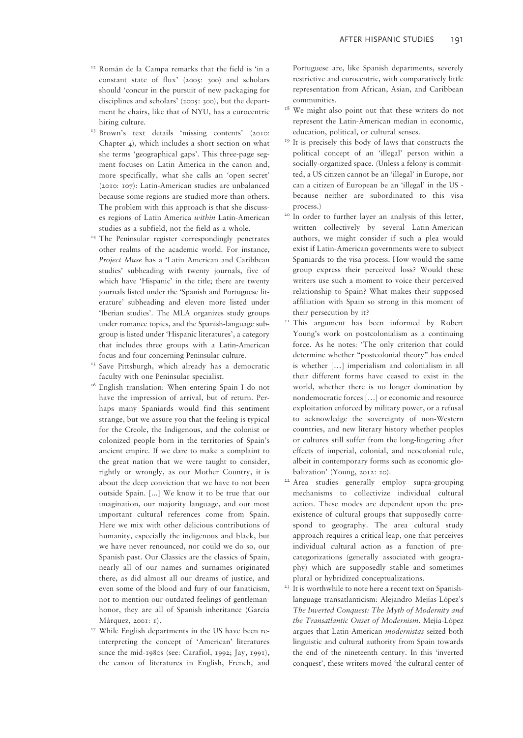[12] Román de la Campa remarks that the field is 'in a constant state of flux' (2005: 300) and scholars should 'concur in the pursuit of new packaging for disciplines and scholars' (2005: 300), but the department he chairs, like that of NYU, has a eurocentric hiring culture.

[13] Brown's text details 'missing contents' (2010: Chapter 4), which includes a short section on what she terms 'geographical gaps'. This three-page segment focuses on Latin America in the canon and, more specifically, what she calls an 'open secret' (2010: 107): Latin-American studies are unbalanced because some regions are studied more than others. The problem with this approach is that she discusses regions of Latin America *within* Latin-American studies as a subfield, not the field as a whole.

[14] The Peninsular register correspondingly penetrates other realms of the academic world. For instance, *Project Muse* has a 'Latin American and Caribbean studies' subheading with twenty journals, five of which have 'Hispanic' in the title; there are twenty journals listed under the 'Spanish and Portuguese literature' subheading and eleven more listed under 'Iberian studies'. The MLA organizes study groups under romance topics, and the Spanish-language subgroup is listed under 'Hispanic literatures', a category that includes three groups with a Latin-American focus and four concerning Peninsular culture.

[15] Save Pittsburgh, which already has a democratic faculty with one Peninsular specialist.

[16] English translation: When entering Spain I do not have the impression of arrival, but of return. Perhaps many Spaniards would find this sentiment strange, but we assure you that the feeling is typical for the Creole, the Indigenous, and the colonist or colonized people born in the territories of Spain's ancient empire. If we dare to make a complaint to the great nation that we were taught to consider, rightly or wrongly, as our Mother Country, it is about the deep conviction that we have to not been outside Spain. [...] We know it to be true that our imagination, our majority language, and our most important cultural references come from Spain. Here we mix with other delicious contributions of humanity, especially the indigenous and black, but we have never renounced, nor could we do so, our Spanish past. Our Classics are the classics of Spain, nearly all of our names and surnames originated there, as did almost all our dreams of justice, and even some of the blood and fury of our fanaticism, not to mention our outdated feelings of gentleman-honor, they are all of Spanish inheritance (García Márquez, 2001: 1).

[17] While English departments in the US have been reinterpreting the concept of 'American' literatures since the mid-1980s (see: Carafiol, 1992; Jay, 1991), the canon of literatures in English, French, and Portuguese are, like Spanish departments, severely restrictive and eurocentric, with comparatively little representation from African, Asian, and Caribbean communities.

[18] We might also point out that these writers do not represent the Latin-American median in economic, education, political, or cultural senses.

[19] It is precisely this body of laws that constructs the political concept of an 'illegal' person within a socially-organized space. (Unless a felony is committed, a US citizen cannot be an 'illegal' in Europe, nor can a citizen of European be an 'illegal' in the US - because neither are subordinated to this visa process.)

[20] In order to further layer an analysis of this letter, written collectively by several Latin-American authors, we might consider if such a plea would exist if Latin-American governments were to subject Spaniards to the visa process. How would the same group express their perceived loss? Would these writers use such a moment to voice their perceived relationship to Spain? What makes their supposed affiliation with Spain so strong in this moment of their persecution by it?

[21] This argument has been informed by Robert Young's work on postcolonialism as a continuing force. As he notes: 'The only criterion that could determine whether "postcolonial theory" has ended is whether [...] imperialism and colonialism in all their different forms have ceased to exist in the world, whether there is no longer domination by nondemocratic forces [...] or economic and resource exploitation enforced by military power, or a refusal to acknowledge the sovereignty of non-Western countries, and new literary history whether peoples or cultures still suffer from the long-lingering after effects of imperial, colonial, and neocolonial rule, albeit in contemporary forms such as economic globalization' (Young, 2012: 20).

[22] Area studies generally employ supra-grouping mechanisms to collectivize individual cultural action. These modes are dependent upon the preexistence of cultural groups that supposedly correspond to geography. The area cultural study approach requires a critical leap, one that perceives individual cultural action as a function of precategorizations (generally associated with geography) which are supposedly stable and sometimes plural or hybridized conceptualizations.

[23] It is worthwhile to note here a recent text on Spanish-language transatlanticism: Alejandro Mejías-López's *The Inverted Conquest: The Myth of Modernity and the Transatlantic Onset of Modernism*. Mejía-López argues that Latin-American *modernistas* seized both linguistic and cultural authority from Spain towards the end of the nineteenth century. In this 'inverted conquest', these writers moved 'the cultural center of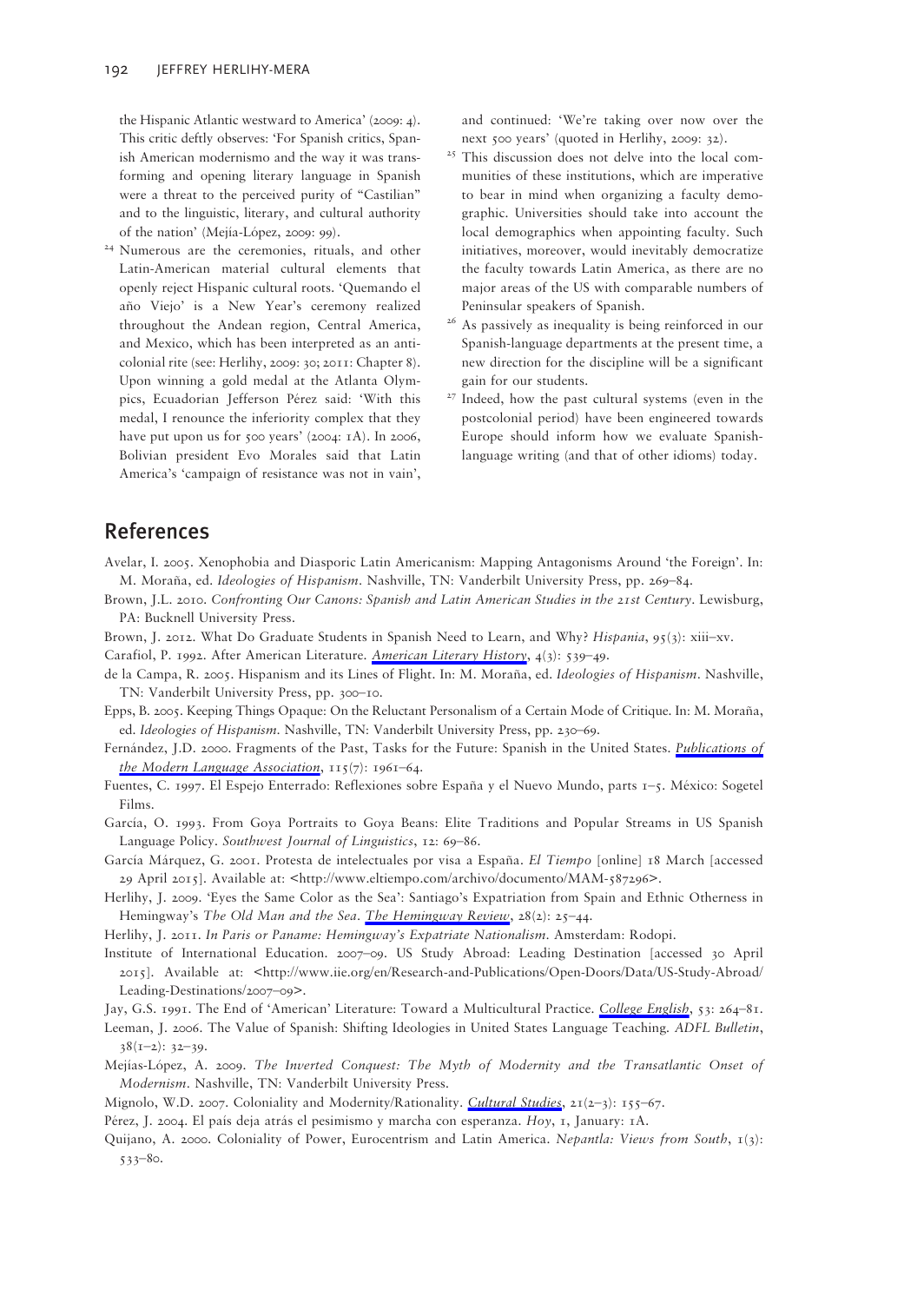the Hispanic Atlantic westward to America' (2009: 4). This critic deftly observes: 'For Spanish critics, Spanish American modernismo and the way it was transforming and opening literary language in Spanish were a threat to the perceived purity of "Castilian" and to the linguistic, literary, and cultural authority of the nation' (Mejía-López, 2009: 99).

[24] Numerous are the ceremonies, rituals, and other Latin-American material cultural elements that openly reject Hispanic cultural roots. 'Quemando el año Viejo' is a New Year's ceremony realized throughout the Andean region, Central America, and Mexico, which has been interpreted as an anticolonial rite (see: Herlihy, 2009: 30; 2011: Chapter 8). Upon winning a gold medal at the Atlanta Olympics, Ecuadorian Jefferson Pérez said: 'With this medal, I renounce the inferiority complex that they have put upon us for 500 years' (2004: 1A). In 2006, Bolivian president Evo Morales said that Latin America's 'campaign of resistance was not in vain', and continued: 'We're taking over now over the next 500 years' (quoted in Herlihy, 2009: 32).

[25] This discussion does not delve into the local communities of these institutions, which are imperative to bear in mind when organizing a faculty demographic. Universities should take into account the local demographics when appointing faculty. Such initiatives, moreover, would inevitably democratize the faculty towards Latin America, as there are no major areas of the US with comparable numbers of Peninsular speakers of Spanish.

[26] As passively as inequality is being reinforced in our Spanish-language departments at the present time, a new direction for the discipline will be a significant gain for our students.

[27] Indeed, how the past cultural systems (even in the postcolonial period) have been engineered towards Europe should inform how we evaluate Spanish-language writing (and that of other idioms) today.

## References

Avelar, I. 2005. Xenophobia and Diasporic Latin Americanism: Mapping Antagonisms Around 'the Foreign'. In: M. Moraña, ed. *Ideologies of Hispanism*. Nashville, TN: Vanderbilt University Press, pp. 269–84.

Brown, J.L. 2010. *Confronting Our Canons: Spanish and Latin American Studies in the 21st Century*. Lewisburg, PA: Bucknell University Press.

Brown, J. 2012. What Do Graduate Students in Spanish Need to Learn, and Why? *Hispania*, 95(3): xiii–xv.

Carafiol, P. 1992. After American Literature. *American Literary History*, 4(3): 539–49.

de la Campa, R. 2005. Hispanism and its Lines of Flight. In: M. Moraña, ed. *Ideologies of Hispanism*. Nashville, TN: Vanderbilt University Press, pp. 300–10.

Epps, B. 2005. Keeping Things Opaque: On the Reluctant Personalism of a Certain Mode of Critique. In: M. Moraña, ed. *Ideologies of Hispanism*. Nashville, TN: Vanderbilt University Press, pp. 230–69.

Fernández, J.D. 2000. Fragments of the Past, Tasks for the Future: Spanish in the United States. *Publications of the Modern Language Association*, 115(7): 1961–64.

Fuentes, C. 1997. El Espejo Enterrado: Reflexiones sobre España y el Nuevo Mundo, parts 1–5. México: Sogetel Films.

García, O. 1993. From Goya Portraits to Goya Beans: Elite Traditions and Popular Streams in US Spanish Language Policy. *Southwest Journal of Linguistics*, 12: 69–86.

García Márquez, G. 2001. Protesta de intelectuales por visa a España. *El Tiempo* [online] 18 March [accessed 29 April 2015]. Available at: <http://www.eltiempo.com/archivo/documento/MAM-587296>.

Herlihy, J. 2009. 'Eyes the Same Color as the Sea': Santiago's Expatriation from Spain and Ethnic Otherness in Hemingway's *The Old Man and the Sea*. *The Hemingway Review*, 28(2): 25–44.

Herlihy, J. 2011. *In Paris or Paname: Hemingway's Expatriate Nationalism*. Amsterdam: Rodopi.

Institute of International Education. 2007–09. US Study Abroad: Leading Destination [accessed 30 April 2015]. Available at: <http://www.iie.org/en/Research-and-Publications/Open-Doors/Data/US-Study-Abroad/Leading-Destinations/2007–09>.

Jay, G.S. 1991. The End of 'American' Literature: Toward a Multicultural Practice. *College English*, 53: 264–81.

Leeman, J. 2006. The Value of Spanish: Shifting Ideologies in United States Language Teaching. *ADFL Bulletin*, 38(1–2): 32–39.

Mejías-López, A. 2009. *The Inverted Conquest: The Myth of Modernity and the Transatlantic Onset of Modernism*. Nashville, TN: Vanderbilt University Press.

Mignolo, W.D. 2007. Coloniality and Modernity/Rationality. *Cultural Studies*, 21(2–3): 155–67.

Pérez, J. 2004. El país deja atrás el pesimismo y marcha con esperanza. *Hoy*, 1, January: 1A.

Quijano, A. 2000. Coloniality of Power, Eurocentrism and Latin America. *Nepantla: Views from South*, 1(3): 533–80.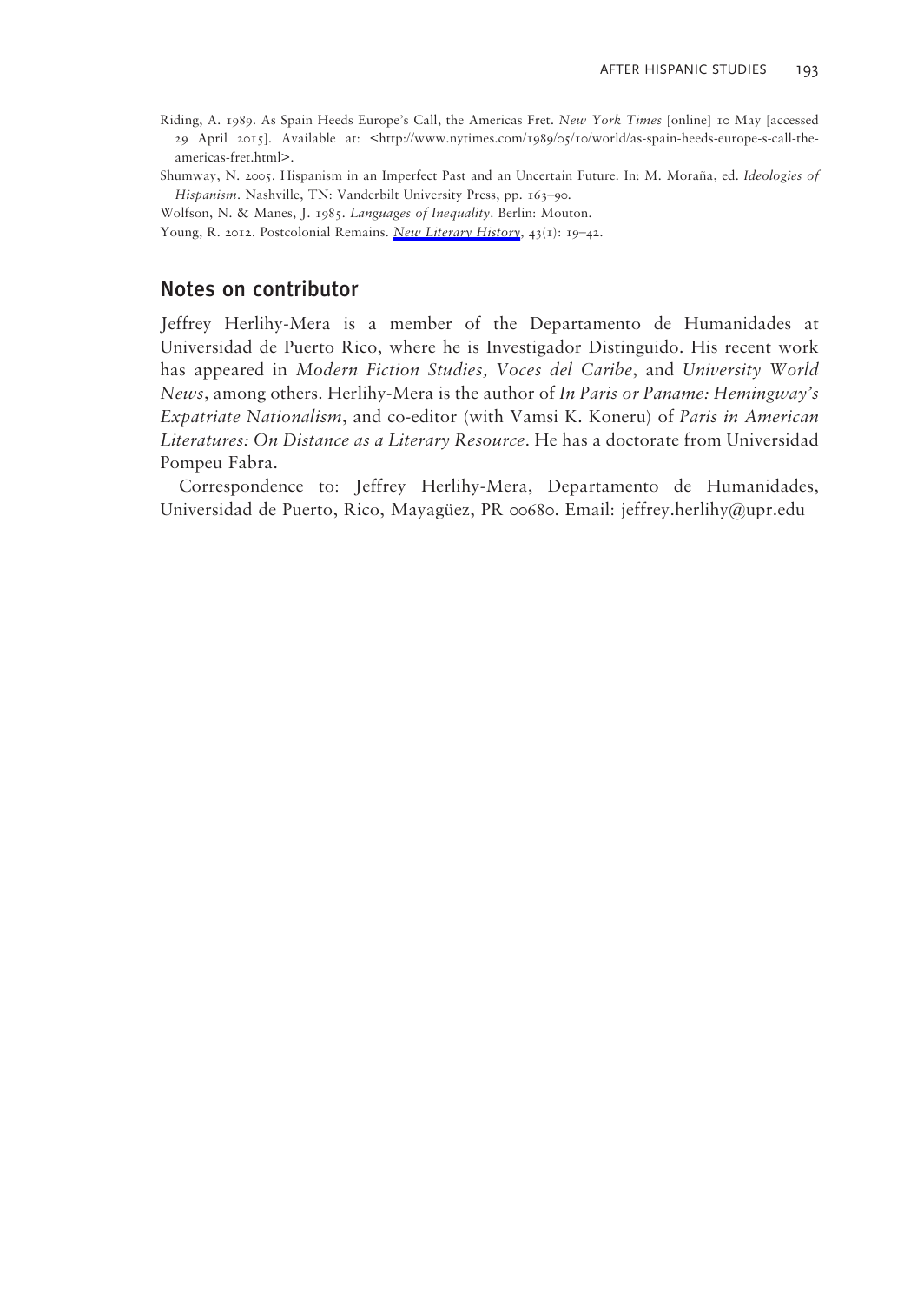Riding, A. 1989. As Spain Heeds Europe's Call, the Americas Fret. *New York Times* [online] 10 May [accessed 29 April 2015]. Available at: <http://www.nytimes.com/1989/05/10/world/as-spain-heeds-europe-s-call-the-americas-fret.html>.

Shumway, N. 2005. Hispanism in an Imperfect Past and an Uncertain Future. In: M. Moraña, ed. *Ideologies of Hispanism*. Nashville, TN: Vanderbilt University Press, pp. 163–90.

Wolfson, N. & Manes, J. 1985. *Languages of Inequality*. Berlin: Mouton.

Young, R. 2012. Postcolonial Remains. *New Literary History*, 43(1): 19–42.

## Notes on contributor

Jeffrey Herlihy-Mera is a member of the Departamento de Humanidades at Universidad de Puerto Rico, where he is Investigador Distinguido. His recent work has appeared in *Modern Fiction Studies, Voces del Caribe*, and *University World News*, among others. Herlihy-Mera is the author of *In Paris or Paname: Hemingway's Expatriate Nationalism*, and co-editor (with Vamsi K. Koneru) of *Paris in American Literatures: On Distance as a Literary Resource*. He has a doctorate from Universidad Pompeu Fabra.

Correspondence to: Jeffrey Herlihy-Mera, Departamento de Humanidades, Universidad de Puerto, Rico, Mayagüez, PR 00680. Email: jeffrey.herlihy@upr.edu